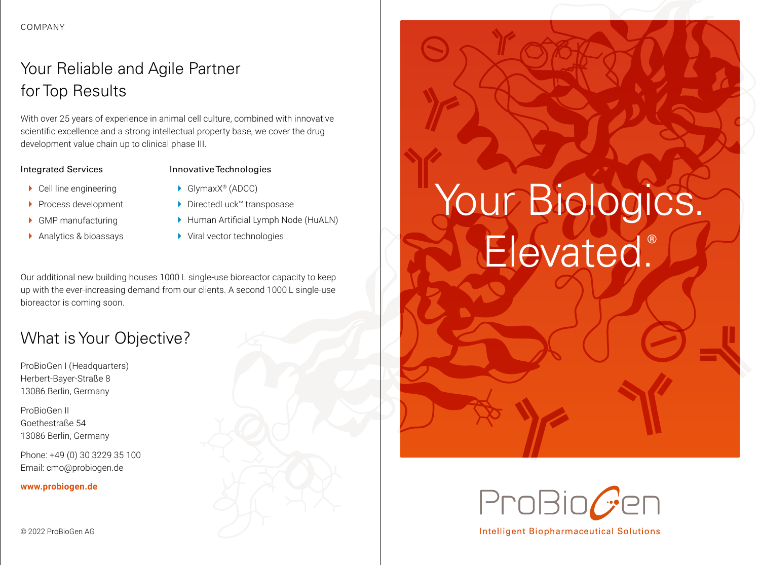COMPANY

## Your Reliable and Agile Partner for Top Results

With over 25 years of experience in animal cell culture, combined with innovative scientific excellence and a strong intellectual property base, we cover the drug development value chain up to clinical phase III.

### Integrated Services

- Cell line engineering
- Process development
- GMP manufacturing
- Analytics & bioassays

### Innovative Technologies

- GlymaxX® (ADCC)
- DirectedLuck™ transposase
- Human Artificial Lymph Node (HuALN)
- Viral vector technologies

Our additional new building houses 1000 L single-use bioreactor capacity to keep up with the ever-increasing demand from our clients. A second 1000 L single-use bioreactor is coming soon.

## What is Your Objective?

ProBioGen I (Headquarters)
Herbert-Bayer-Straße 8
13086 Berlin, Germany

ProBioGen II
Goethestraße 54
13086 Berlin, Germany

Phone: +49 (0) 30 3229 35 100
Email: cmo@probiogen.de

**www.probiogen.de**

© 2022 ProBioGen AG

# Your Biologics. Elevated.®

ProBioGen

Intelligent Biopharmaceutical Solutions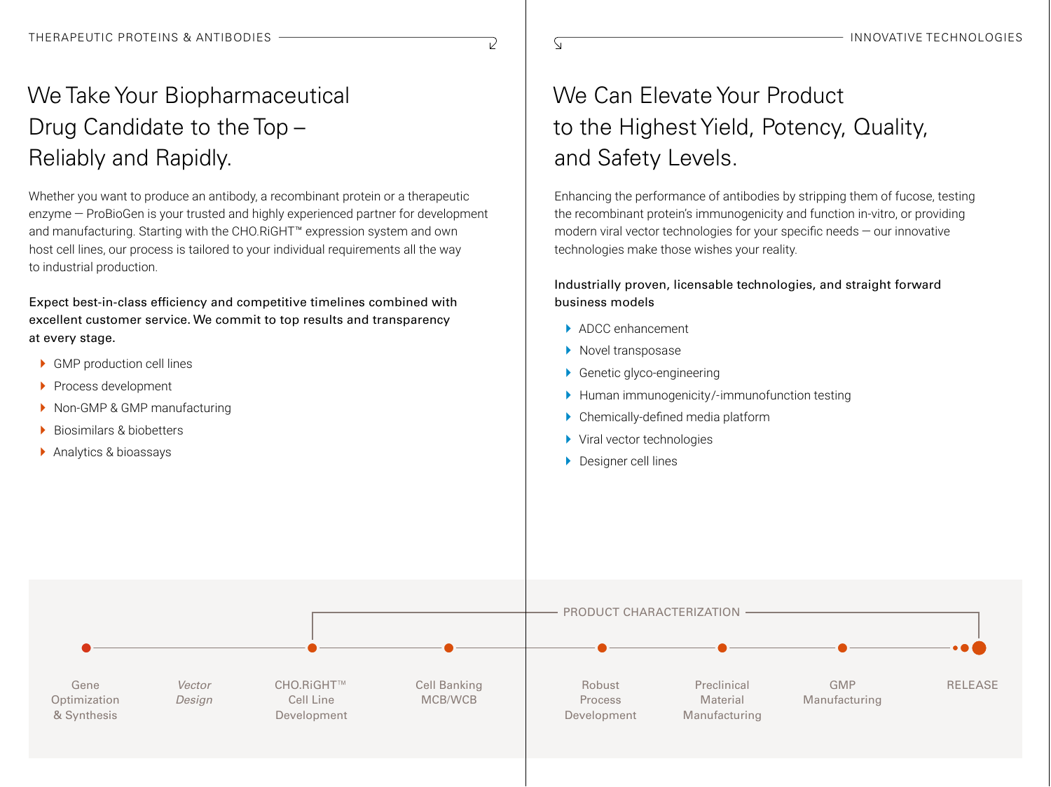THERAPEUTIC PROTEINS & ANTIBODIES

# We Take Your Biopharmaceutical Drug Candidate to the Top – Reliably and Rapidly.

Whether you want to produce an antibody, a recombinant protein or a therapeutic enzyme — ProBioGen is your trusted and highly experienced partner for development and manufacturing. Starting with the CHO.RiGHT™ expression system and own host cell lines, our process is tailored to your individual requirements all the way to industrial production.

**Expect best-in-class efficiency and competitive timelines combined with excellent customer service. We commit to top results and transparency at every stage.**

- GMP production cell lines
- Process development
- Non-GMP & GMP manufacturing
- Biosimilars & biobetters
- Analytics & bioassays

INNOVATIVE TECHNOLOGIES

# We Can Elevate Your Product to the Highest Yield, Potency, Quality, and Safety Levels.

Enhancing the performance of antibodies by stripping them of fucose, testing the recombinant protein's immunogenicity and function in-vitro, or providing modern viral vector technologies for your specific needs — our innovative technologies make those wishes your reality.

**Industrially proven, licensable technologies, and straight forward business models**

- ADCC enhancement
- Novel transposase
- Genetic glyco-engineering
- Human immunogenicity/-immunofunction testing
- Chemically-defined media platform
- Viral vector technologies
- Designer cell lines

PRODUCT CHARACTERIZATION

Gene Optimization & Synthesis → *Vector Design* → CHO.RiGHT™ Cell Line Development → Cell Banking MCB/WCB → Robust Process Development → Preclinical Material Manufacturing → GMP Manufacturing → RELEASE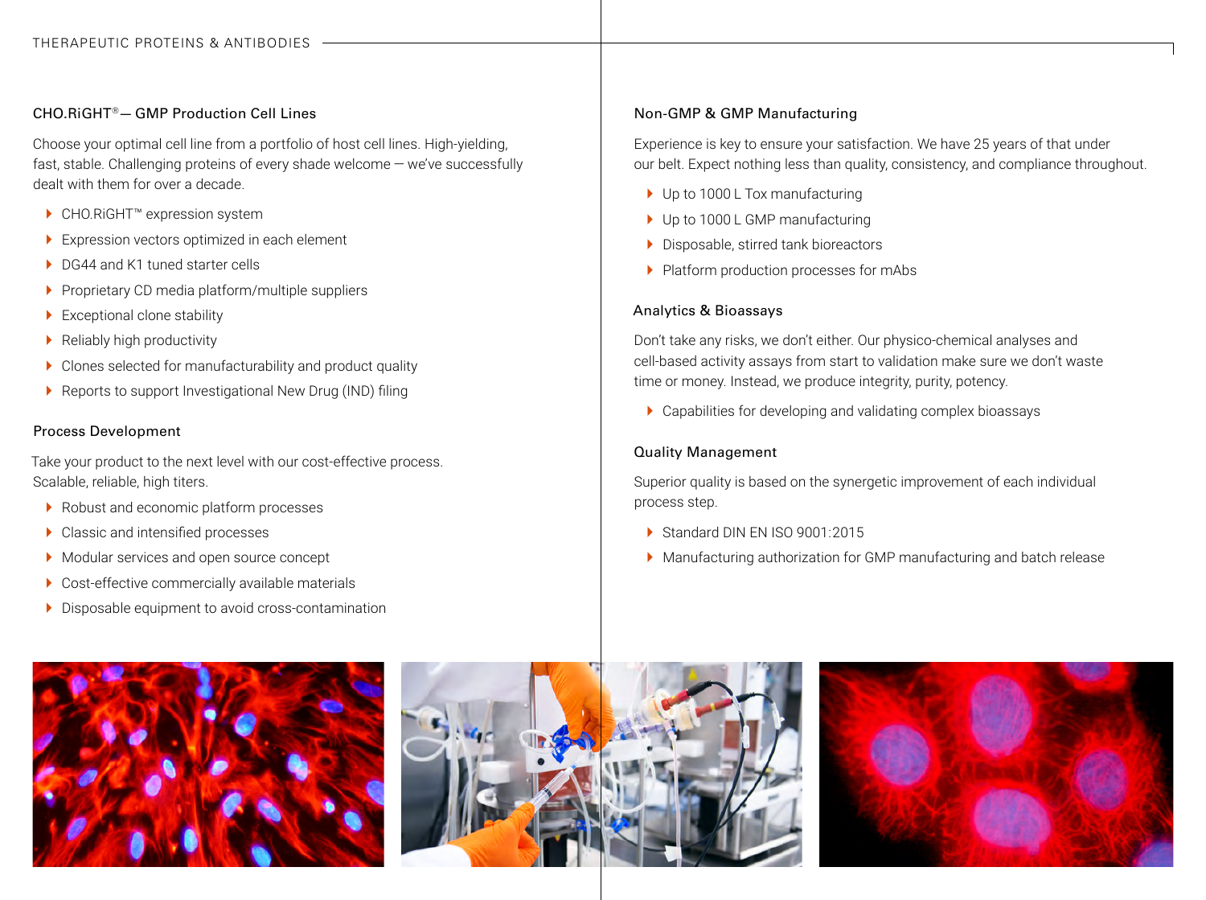# THERAPEUTIC PROTEINS & ANTIBODIES

## CHO.RiGHT® — GMP Production Cell Lines

Choose your optimal cell line from a portfolio of host cell lines. High-yielding, fast, stable. Challenging proteins of every shade welcome — we've successfully dealt with them for over a decade.

- CHO.RiGHT™ expression system
- Expression vectors optimized in each element
- DG44 and K1 tuned starter cells
- Proprietary CD media platform/multiple suppliers
- Exceptional clone stability
- Reliably high productivity
- Clones selected for manufacturability and product quality
- Reports to support Investigational New Drug (IND) filing

## Process Development

Take your product to the next level with our cost-effective process. Scalable, reliable, high titers.

- Robust and economic platform processes
- Classic and intensified processes
- Modular services and open source concept
- Cost-effective commercially available materials
- Disposable equipment to avoid cross-contamination

## Non-GMP & GMP Manufacturing

Experience is key to ensure your satisfaction. We have 25 years of that under our belt. Expect nothing less than quality, consistency, and compliance throughout.

- Up to 1000 L Tox manufacturing
- Up to 1000 L GMP manufacturing
- Disposable, stirred tank bioreactors
- Platform production processes for mAbs

## Analytics & Bioassays

Don't take any risks, we don't either. Our physico-chemical analyses and cell-based activity assays from start to validation make sure we don't waste time or money. Instead, we produce integrity, purity, potency.

- Capabilities for developing and validating complex bioassays

## Quality Management

Superior quality is based on the synergetic improvement of each individual process step.

- Standard DIN EN ISO 9001:2015
- Manufacturing authorization for GMP manufacturing and batch release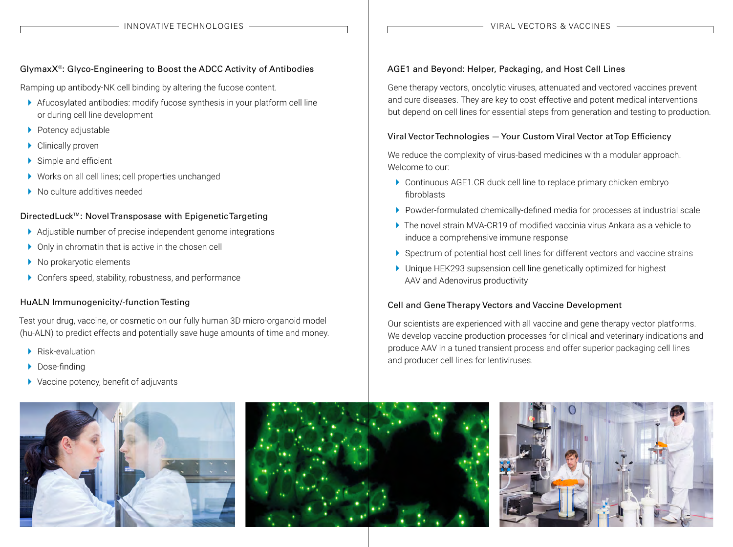## INNOVATIVE TECHNOLOGIES

### GlymaxX®: Glyco-Engineering to Boost the ADCC Activity of Antibodies

Ramping up antibody-NK cell binding by altering the fucose content.

- Afucosylated antibodies: modify fucose synthesis in your platform cell line or during cell line development
- Potency adjustable
- Clinically proven
- Simple and efficient
- Works on all cell lines; cell properties unchanged
- No culture additives needed

### DirectedLuck™: Novel Transposase with Epigenetic Targeting

- Adjustible number of precise independent genome integrations
- Only in chromatin that is active in the chosen cell
- No prokaryotic elements
- Confers speed, stability, robustness, and performance

### HuALN Immunogenicity/-function Testing

Test your drug, vaccine, or cosmetic on our fully human 3D micro-organoid model (hu-ALN) to predict effects and potentially save huge amounts of time and money.

- Risk-evaluation
- Dose-finding
- Vaccine potency, benefit of adjuvants

## VIRAL VECTORS & VACCINES

### AGE1 and Beyond: Helper, Packaging, and Host Cell Lines

Gene therapy vectors, oncolytic viruses, attenuated and vectored vaccines prevent and cure diseases. They are key to cost-effective and potent medical interventions but depend on cell lines for essential steps from generation and testing to production.

### Viral Vector Technologies — Your Custom Viral Vector at Top Efficiency

We reduce the complexity of virus-based medicines with a modular approach. Welcome to our:

- Continuous AGE1.CR duck cell line to replace primary chicken embryo fibroblasts
- Powder-formulated chemically-defined media for processes at industrial scale
- The novel strain MVA-CR19 of modified vaccinia virus Ankara as a vehicle to induce a comprehensive immune response
- Spectrum of potential host cell lines for different vectors and vaccine strains
- Unique HEK293 supsension cell line genetically optimized for highest AAV and Adenovirus productivity

### Cell and Gene Therapy Vectors and Vaccine Development

Our scientists are experienced with all vaccine and gene therapy vector platforms. We develop vaccine production processes for clinical and veterinary indications and produce AAV in a tuned transient process and offer superior packaging cell lines and producer cell lines for lentiviruses.